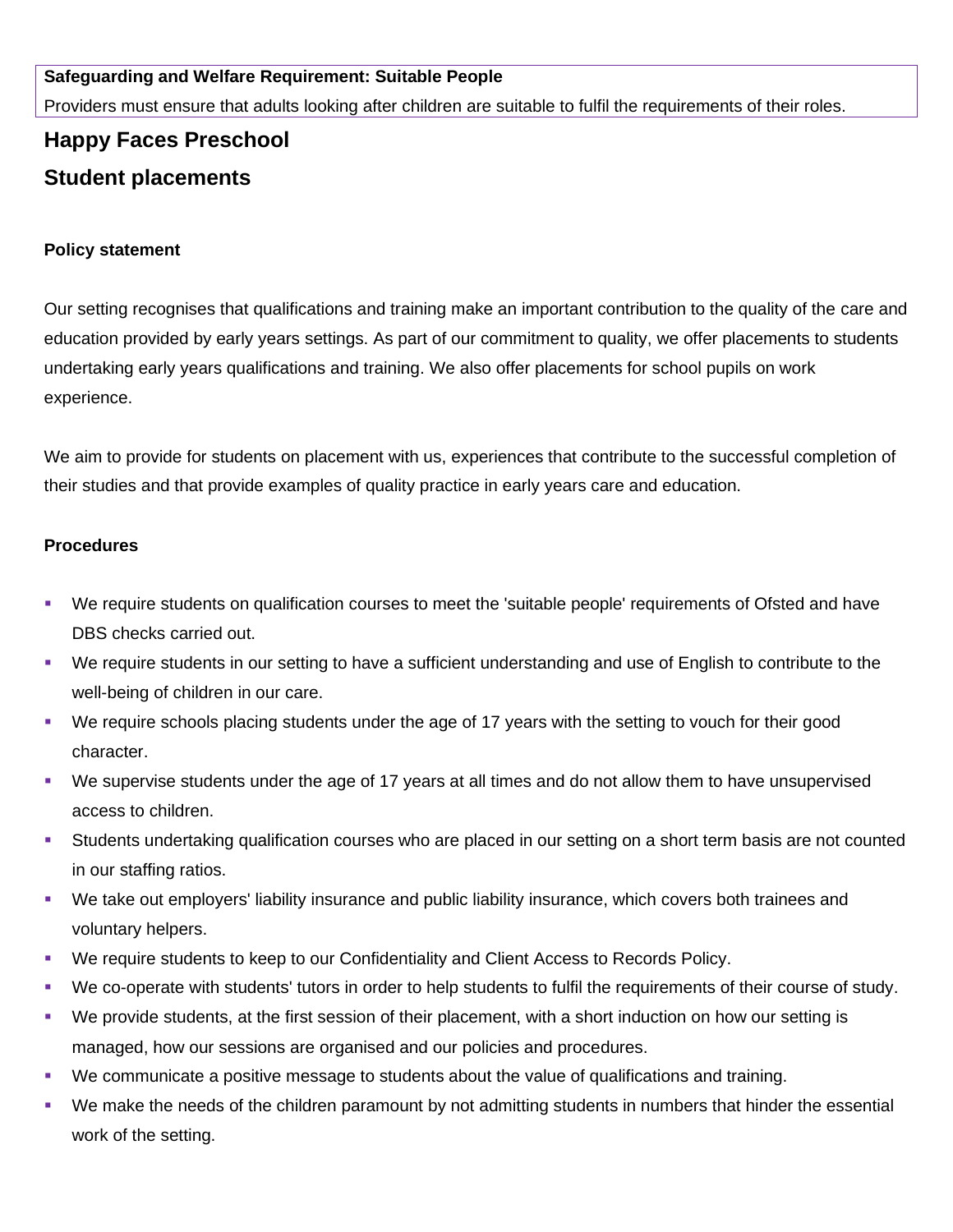**Safeguarding and Welfare Requirement: Suitable People**

Providers must ensure that adults looking after children are suitable to fulfil the requirements of their roles.

## Happy Faces Preschool

## Student placements

### Policy statement

Our setting recognises that qualifications and training make an important contribution to the quality of the care and education provided by early years settings. As part of our commitment to quality, we offer placements to students undertaking early years qualifications and training. We also offer placements for school pupils on work experience.

We aim to provide for students on placement with us, experiences that contribute to the successful completion of their studies and that provide examples of quality practice in early years care and education.

### Procedures

- We require students on qualification courses to meet the 'suitable people' requirements of Ofsted and have DBS checks carried out.
- We require students in our setting to have a sufficient understanding and use of English to contribute to the well-being of children in our care.
- We require schools placing students under the age of 17 years with the setting to vouch for their good character.
- We supervise students under the age of 17 years at all times and do not allow them to have unsupervised access to children.
- Students undertaking qualification courses who are placed in our setting on a short term basis are not counted in our staffing ratios.
- We take out employers' liability insurance and public liability insurance, which covers both trainees and voluntary helpers.
- We require students to keep to our Confidentiality and Client Access to Records Policy.
- We co-operate with students' tutors in order to help students to fulfil the requirements of their course of study.
- We provide students, at the first session of their placement, with a short induction on how our setting is managed, how our sessions are organised and our policies and procedures.
- We communicate a positive message to students about the value of qualifications and training.
- We make the needs of the children paramount by not admitting students in numbers that hinder the essential work of the setting.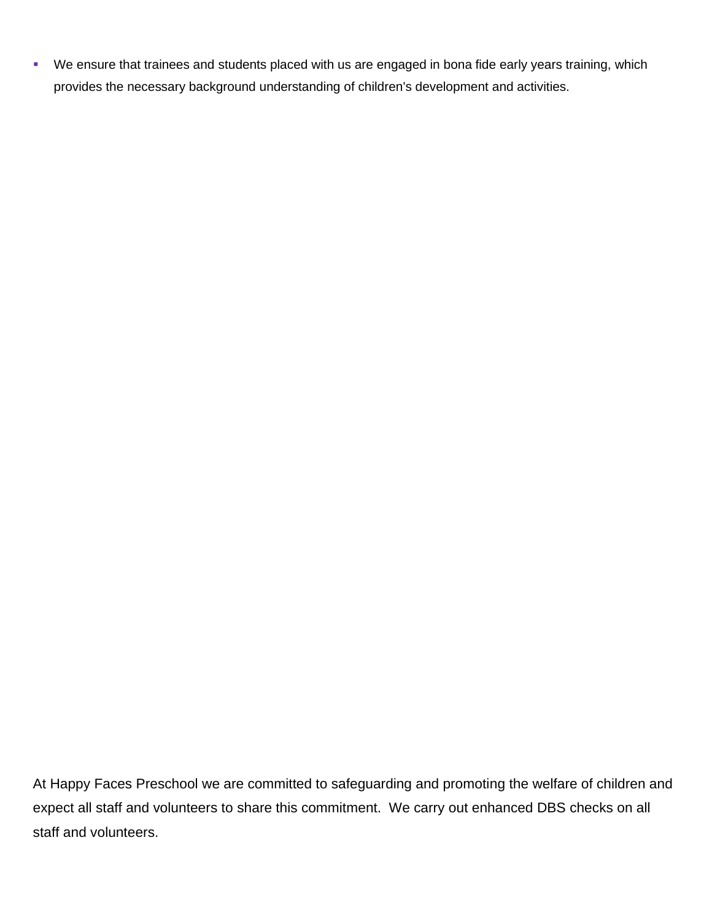- We ensure that trainees and students placed with us are engaged in bona fide early years training, which provides the necessary background understanding of children's development and activities.

At Happy Faces Preschool we are committed to safeguarding and promoting the welfare of children and expect all staff and volunteers to share this commitment. We carry out enhanced DBS checks on all staff and volunteers.